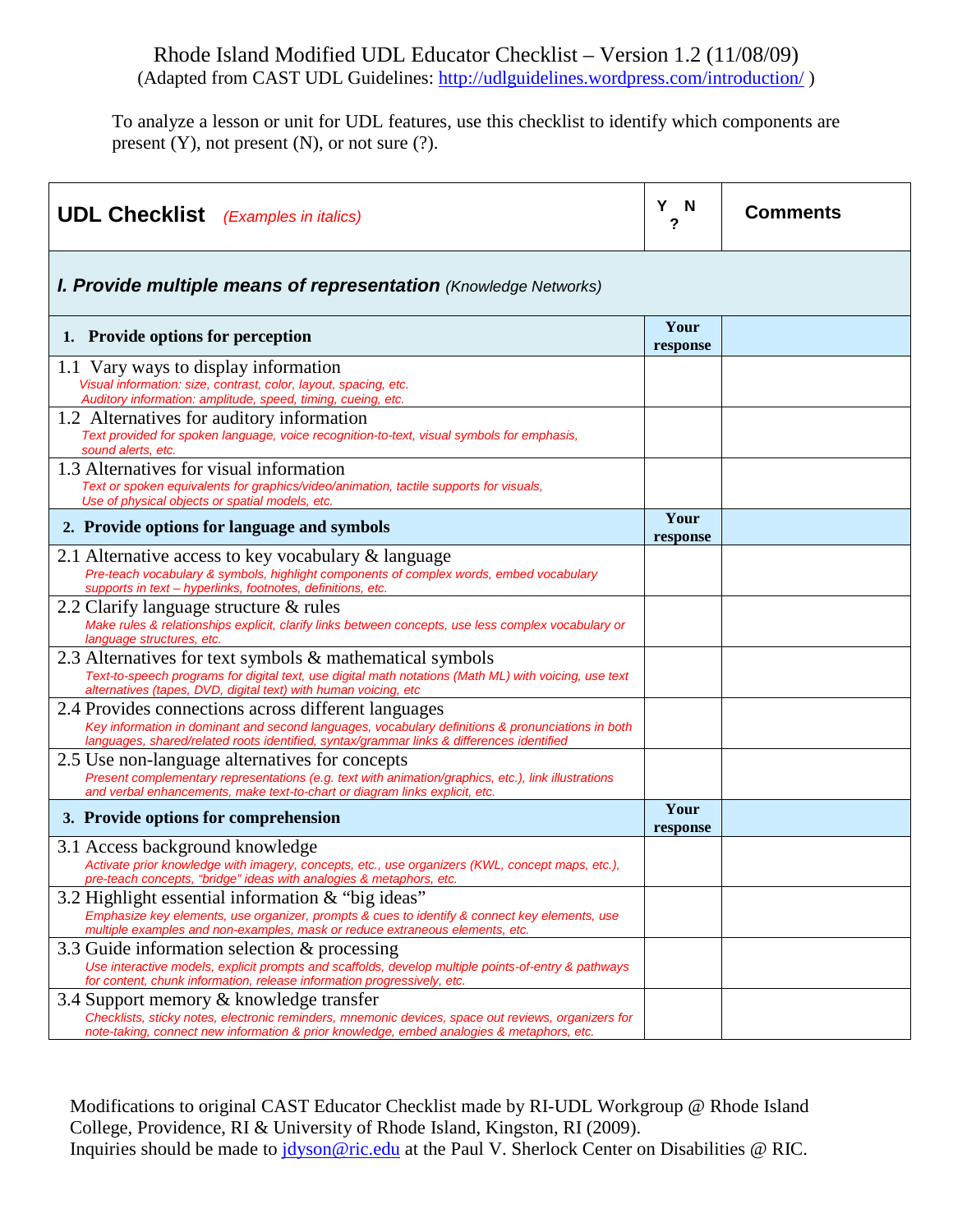# Rhode Island Modified UDL Educator Checklist – Version 1.2 (11/08/09)

(Adapted from CAST UDL Guidelines: http://udlguidelines.wordpress.com/introduction/ )

To analyze a lesson or unit for UDL features, use this checklist to identify which components are present (Y), not present (N), or not sure (?).

| **UDL Checklist** *(Examples in italics)* | **Y N ?** | **Comments** |
|---|---|---|
| ***I. Provide multiple means of representation*** *(Knowledge Networks)* | | |
| **1. Provide options for perception** | **Your response** | |
| 1.1 Vary ways to display information<br>*Visual information: size, contrast, color, layout, spacing, etc.*<br>*Auditory information: amplitude, speed, timing, cueing, etc.* | | |
| 1.2 Alternatives for auditory information<br>*Text provided for spoken language, voice recognition-to-text, visual symbols for emphasis, sound alerts, etc.* | | |
| 1.3 Alternatives for visual information<br>*Text or spoken equivalents for graphics/video/animation, tactile supports for visuals, Use of physical objects or spatial models, etc.* | | |
| **2. Provide options for language and symbols** | **Your response** | |
| 2.1 Alternative access to key vocabulary & language<br>*Pre-teach vocabulary & symbols, highlight components of complex words, embed vocabulary supports in text – hyperlinks, footnotes, definitions, etc.* | | |
| 2.2 Clarify language structure & rules<br>*Make rules & relationships explicit, clarify links between concepts, use less complex vocabulary or language structures, etc.* | | |
| 2.3 Alternatives for text symbols & mathematical symbols<br>*Text-to-speech programs for digital text, use digital math notations (Math ML) with voicing, use text alternatives (tapes, DVD, digital text) with human voicing, etc* | | |
| 2.4 Provides connections across different languages<br>*Key information in dominant and second languages, vocabulary definitions & pronunciations in both languages, shared/related roots identified, syntax/grammar links & differences identified* | | |
| 2.5 Use non-language alternatives for concepts<br>*Present complementary representations (e.g. text with animation/graphics, etc.), link illustrations and verbal enhancements, make text-to-chart or diagram links explicit, etc.* | | |
| **3. Provide options for comprehension** | **Your response** | |
| 3.1 Access background knowledge<br>*Activate prior knowledge with imagery, concepts, etc., use organizers (KWL, concept maps, etc.), pre-teach concepts, "bridge" ideas with analogies & metaphors, etc.* | | |
| 3.2 Highlight essential information & "big ideas"<br>*Emphasize key elements, use organizer, prompts & cues to identify & connect key elements, use multiple examples and non-examples, mask or reduce extraneous elements, etc.* | | |
| 3.3 Guide information selection & processing<br>*Use interactive models, explicit prompts and scaffolds, develop multiple points-of-entry & pathways for content, chunk information, release information progressively, etc.* | | |
| 3.4 Support memory & knowledge transfer<br>*Checklists, sticky notes, electronic reminders, mnemonic devices, space out reviews, organizers for note-taking, connect new information & prior knowledge, embed analogies & metaphors, etc.* | | |

Modifications to original CAST Educator Checklist made by RI-UDL Workgroup @ Rhode Island College, Providence, RI & University of Rhode Island, Kingston, RI (2009).
Inquiries should be made to jdyson@ric.edu at the Paul V. Sherlock Center on Disabilities @ RIC.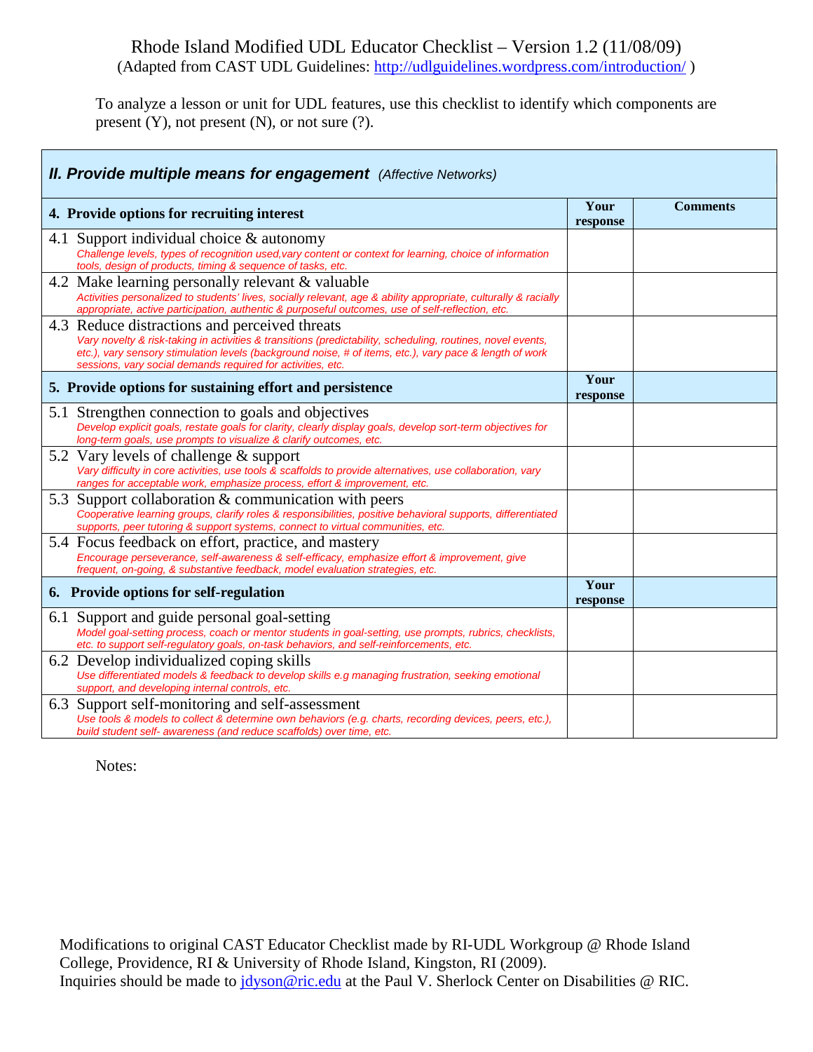# Rhode Island Modified UDL Educator Checklist – Version 1.2 (11/08/09)

(Adapted from CAST UDL Guidelines: http://udlguidelines.wordpress.com/introduction/ )

To analyze a lesson or unit for UDL features, use this checklist to identify which components are present (Y), not present (N), or not sure (?).

| ***II. Provide multiple means for engagement*** *(Affective Networks)* | | |
|---|---|---|
| **4. Provide options for recruiting interest** | **Your response** | **Comments** |
| 4.1 Support individual choice & autonomy<br>*Challenge levels, types of recognition used,vary content or context for learning, choice of information tools, design of products, timing & sequence of tasks, etc.* | | |
| 4.2 Make learning personally relevant & valuable<br>*Activities personalized to students' lives, socially relevant, age & ability appropriate, culturally & racially appropriate, active participation, authentic & purposeful outcomes, use of self-reflection, etc.* | | |
| 4.3 Reduce distractions and perceived threats<br>*Vary novelty & risk-taking in activities & transitions (predictability, scheduling, routines, novel events, etc.), vary sensory stimulation levels (background noise, # of items, etc.), vary pace & length of work sessions, vary social demands required for activities, etc.* | | |
| **5. Provide options for sustaining effort and persistence** | **Your response** | |
| 5.1 Strengthen connection to goals and objectives<br>*Develop explicit goals, restate goals for clarity, clearly display goals, develop sort-term objectives for long-term goals, use prompts to visualize & clarify outcomes, etc.* | | |
| 5.2 Vary levels of challenge & support<br>*Vary difficulty in core activities, use tools & scaffolds to provide alternatives, use collaboration, vary ranges for acceptable work, emphasize process, effort & improvement, etc.* | | |
| 5.3 Support collaboration & communication with peers<br>*Cooperative learning groups, clarify roles & responsibilities, positive behavioral supports, differentiated supports, peer tutoring & support systems, connect to virtual communities, etc.* | | |
| 5.4 Focus feedback on effort, practice, and mastery<br>*Encourage perseverance, self-awareness & self-efficacy, emphasize effort & improvement, give frequent, on-going, & substantive feedback, model evaluation strategies, etc.* | | |
| **6. Provide options for self-regulation** | **Your response** | |
| 6.1 Support and guide personal goal-setting<br>*Model goal-setting process, coach or mentor students in goal-setting, use prompts, rubrics, checklists, etc. to support self-regulatory goals, on-task behaviors, and self-reinforcements, etc.* | | |
| 6.2 Develop individualized coping skills<br>*Use differentiated models & feedback to develop skills e.g managing frustration, seeking emotional support, and developing internal controls, etc.* | | |
| 6.3 Support self-monitoring and self-assessment<br>*Use tools & models to collect & determine own behaviors (e.g. charts, recording devices, peers, etc.), build student self- awareness (and reduce scaffolds) over time, etc.* | | |

Notes:

Modifications to original CAST Educator Checklist made by RI-UDL Workgroup @ Rhode Island College, Providence, RI & University of Rhode Island, Kingston, RI (2009).
Inquiries should be made to jdyson@ric.edu at the Paul V. Sherlock Center on Disabilities @ RIC.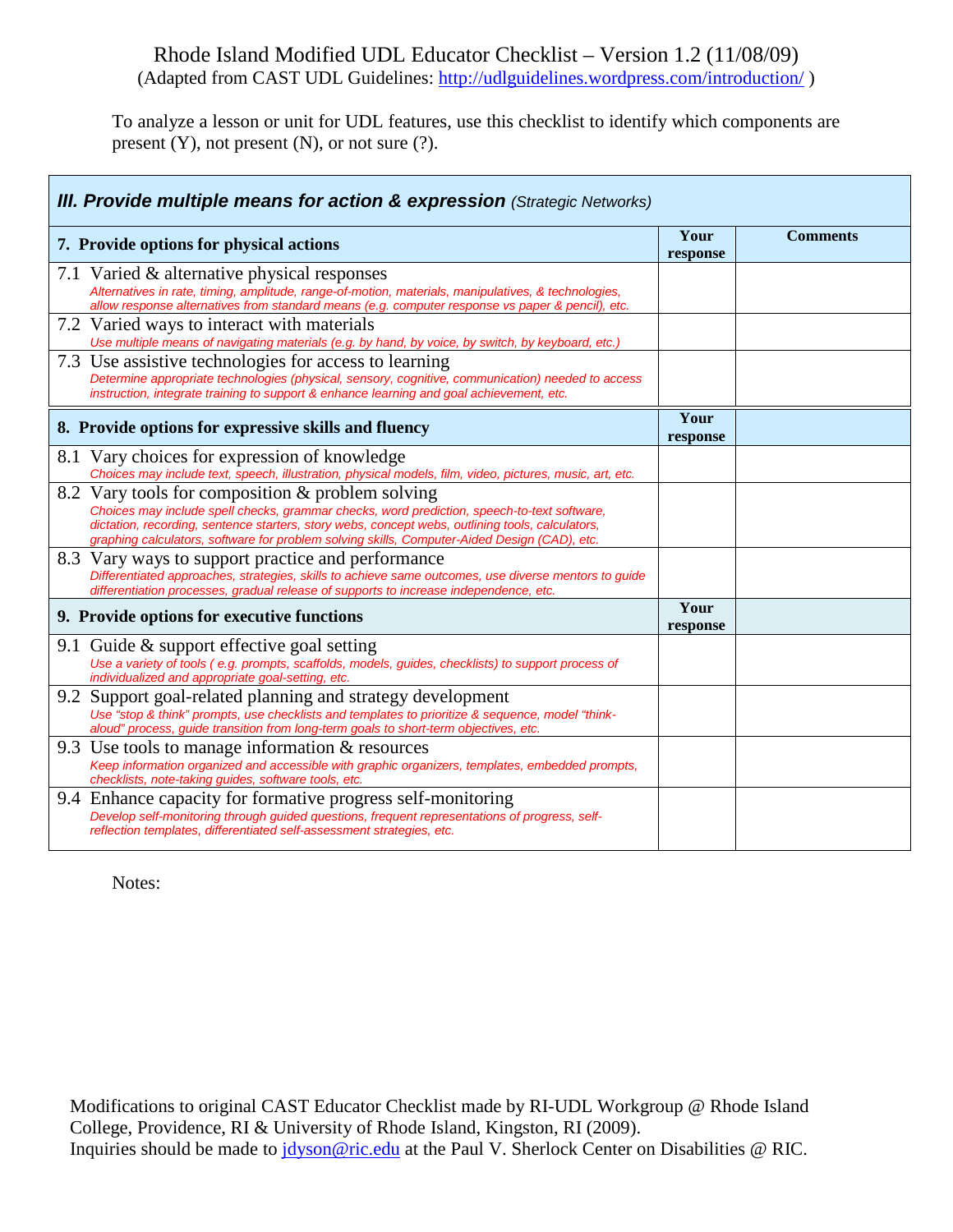Rhode Island Modified UDL Educator Checklist – Version 1.2 (11/08/09)
(Adapted from CAST UDL Guidelines: http://udlguidelines.wordpress.com/introduction/ )

To analyze a lesson or unit for UDL features, use this checklist to identify which components are present (Y), not present (N), or not sure (?).

| ***III. Provide multiple means for action & expression*** *(Strategic Networks)* | | |
|---|---|---|
| **7. Provide options for physical actions** | **Your response** | **Comments** |
| 7.1 Varied & alternative physical responses<br>*Alternatives in rate, timing, amplitude, range-of-motion, materials, manipulatives, & technologies, allow response alternatives from standard means (e.g. computer response vs paper & pencil), etc.* | | |
| 7.2 Varied ways to interact with materials<br>*Use multiple means of navigating materials (e.g. by hand, by voice, by switch, by keyboard, etc.)* | | |
| 7.3 Use assistive technologies for access to learning<br>*Determine appropriate technologies (physical, sensory, cognitive, communication) needed to access instruction, integrate training to support & enhance learning and goal achievement, etc.* | | |
| **8. Provide options for expressive skills and fluency** | **Your response** | |
| 8.1 Vary choices for expression of knowledge<br>*Choices may include text, speech, illustration, physical models, film, video, pictures, music, art, etc.* | | |
| 8.2 Vary tools for composition & problem solving<br>*Choices may include spell checks, grammar checks, word prediction, speech-to-text software, dictation, recording, sentence starters, story webs, concept webs, outlining tools, calculators, graphing calculators, software for problem solving skills, Computer-Aided Design (CAD), etc.* | | |
| 8.3 Vary ways to support practice and performance<br>*Differentiated approaches, strategies, skills to achieve same outcomes, use diverse mentors to guide differentiation processes, gradual release of supports to increase independence, etc.* | | |
| **9. Provide options for executive functions** | **Your response** | |
| 9.1 Guide & support effective goal setting<br>*Use a variety of tools ( e.g. prompts, scaffolds, models, guides, checklists) to support process of individualized and appropriate goal-setting, etc.* | | |
| 9.2 Support goal-related planning and strategy development<br>*Use "stop & think" prompts, use checklists and templates to prioritize & sequence, model "think-aloud" process, guide transition from long-term goals to short-term objectives, etc.* | | |
| 9.3 Use tools to manage information & resources<br>*Keep information organized and accessible with graphic organizers, templates, embedded prompts, checklists, note-taking guides, software tools, etc.* | | |
| 9.4 Enhance capacity for formative progress self-monitoring<br>*Develop self-monitoring through guided questions, frequent representations of progress, self-reflection templates, differentiated self-assessment strategies, etc.* | | |

Notes:

Modifications to original CAST Educator Checklist made by RI-UDL Workgroup @ Rhode Island College, Providence, RI & University of Rhode Island, Kingston, RI (2009).
Inquiries should be made to jdyson@ric.edu at the Paul V. Sherlock Center on Disabilities @ RIC.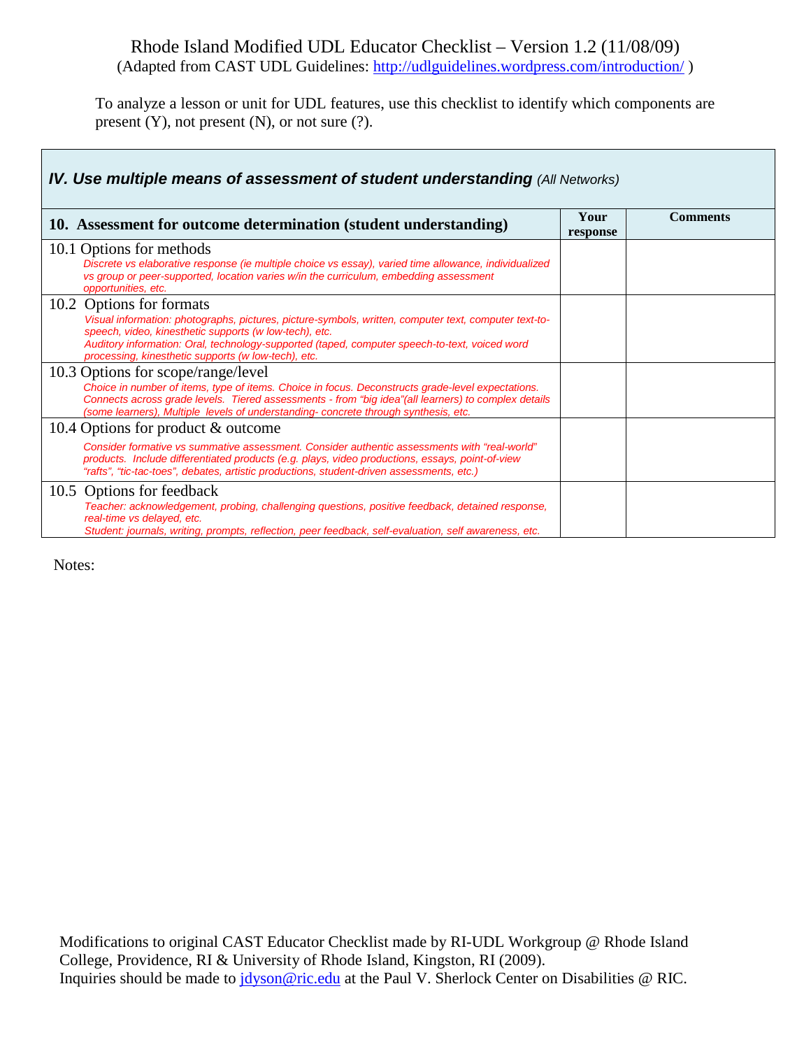Rhode Island Modified UDL Educator Checklist – Version 1.2 (11/08/09)
(Adapted from CAST UDL Guidelines: http://udlguidelines.wordpress.com/introduction/ )

To analyze a lesson or unit for UDL features, use this checklist to identify which components are present (Y), not present (N), or not sure (?).

| ***IV. Use multiple means of assessment of student understanding*** *(All Networks)* | | |
|---|---|---|
| **10. Assessment for outcome determination (student understanding)** | **Your response** | **Comments** |
| 10.1 Options for methods<br>*Discrete vs elaborative response (ie multiple choice vs essay), varied time allowance, individualized vs group or peer-supported, location varies w/in the curriculum, embedding assessment opportunities, etc.* | | |
| 10.2 Options for formats<br>*Visual information: photographs, pictures, picture-symbols, written, computer text, computer text-to-speech, video, kinesthetic supports (w low-tech), etc.*<br>*Auditory information: Oral, technology-supported (taped, computer speech-to-text, voiced word processing, kinesthetic supports (w low-tech), etc.* | | |
| 10.3 Options for scope/range/level<br>*Choice in number of items, type of items. Choice in focus. Deconstructs grade-level expectations. Connects across grade levels. Tiered assessments - from "big idea"(all learners) to complex details (some learners), Multiple levels of understanding- concrete through synthesis, etc.* | | |
| 10.4 Options for product & outcome<br>*Consider formative vs summative assessment. Consider authentic assessments with "real-world" products. Include differentiated products (e.g. plays, video productions, essays, point-of-view "rafts", "tic-tac-toes", debates, artistic productions, student-driven assessments, etc.)* | | |
| 10.5 Options for feedback<br>*Teacher: acknowledgement, probing, challenging questions, positive feedback, detained response, real-time vs delayed, etc.*<br>*Student: journals, writing, prompts, reflection, peer feedback, self-evaluation, self awareness, etc.* | | |

Notes:

Modifications to original CAST Educator Checklist made by RI-UDL Workgroup @ Rhode Island College, Providence, RI & University of Rhode Island, Kingston, RI (2009).
Inquiries should be made to jdyson@ric.edu at the Paul V. Sherlock Center on Disabilities @ RIC.